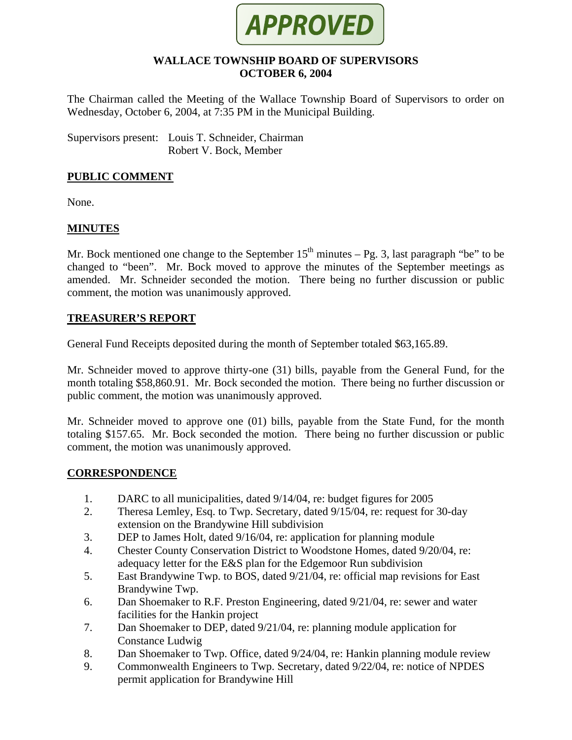**APPROVED**

# WALLACE TOWNSHIP BOARD OF SUPERVISORS
## OCTOBER 6, 2004

The Chairman called the Meeting of the Wallace Township Board of Supervisors to order on Wednesday, October 6, 2004, at 7:35 PM in the Municipal Building.

Supervisors present: Louis T. Schneider, Chairman
Robert V. Bock, Member

## PUBLIC COMMENT

None.

## MINUTES

Mr. Bock mentioned one change to the September 15th minutes – Pg. 3, last paragraph "be" to be changed to "been". Mr. Bock moved to approve the minutes of the September meetings as amended. Mr. Schneider seconded the motion. There being no further discussion or public comment, the motion was unanimously approved.

## TREASURER'S REPORT

General Fund Receipts deposited during the month of September totaled $63,165.89.

Mr. Schneider moved to approve thirty-one (31) bills, payable from the General Fund, for the month totaling $58,860.91. Mr. Bock seconded the motion. There being no further discussion or public comment, the motion was unanimously approved.

Mr. Schneider moved to approve one (01) bills, payable from the State Fund, for the month totaling $157.65. Mr. Bock seconded the motion. There being no further discussion or public comment, the motion was unanimously approved.

## CORRESPONDENCE

1. DARC to all municipalities, dated 9/14/04, re: budget figures for 2005
2. Theresa Lemley, Esq. to Twp. Secretary, dated 9/15/04, re: request for 30-day extension on the Brandywine Hill subdivision
3. DEP to James Holt, dated 9/16/04, re: application for planning module
4. Chester County Conservation District to Woodstone Homes, dated 9/20/04, re: adequacy letter for the E&S plan for the Edgemoor Run subdivision
5. East Brandywine Twp. to BOS, dated 9/21/04, re: official map revisions for East Brandywine Twp.
6. Dan Shoemaker to R.F. Preston Engineering, dated 9/21/04, re: sewer and water facilities for the Hankin project
7. Dan Shoemaker to DEP, dated 9/21/04, re: planning module application for Constance Ludwig
8. Dan Shoemaker to Twp. Office, dated 9/24/04, re: Hankin planning module review
9. Commonwealth Engineers to Twp. Secretary, dated 9/22/04, re: notice of NPDES permit application for Brandywine Hill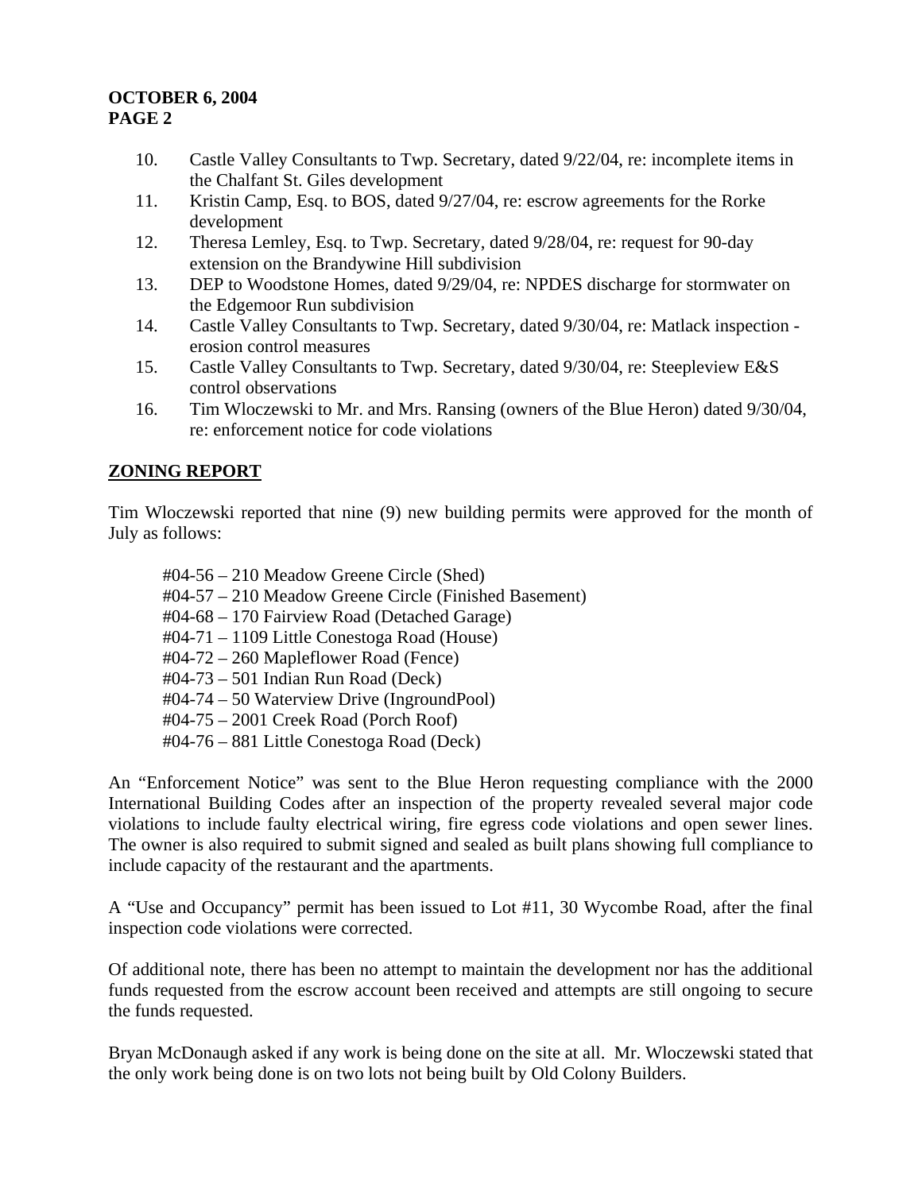10. Castle Valley Consultants to Twp. Secretary, dated 9/22/04, re: incomplete items in the Chalfant St. Giles development
11. Kristin Camp, Esq. to BOS, dated 9/27/04, re: escrow agreements for the Rorke development
12. Theresa Lemley, Esq. to Twp. Secretary, dated 9/28/04, re: request for 90-day extension on the Brandywine Hill subdivision
13. DEP to Woodstone Homes, dated 9/29/04, re: NPDES discharge for stormwater on the Edgemoor Run subdivision
14. Castle Valley Consultants to Twp. Secretary, dated 9/30/04, re: Matlack inspection - erosion control measures
15. Castle Valley Consultants to Twp. Secretary, dated 9/30/04, re: Steepleview E&S control observations
16. Tim Wloczewski to Mr. and Mrs. Ransing (owners of the Blue Heron) dated 9/30/04, re: enforcement notice for code violations

## ZONING REPORT

Tim Wloczewski reported that nine (9) new building permits were approved for the month of July as follows:

#04-56 – 210 Meadow Greene Circle (Shed)
#04-57 – 210 Meadow Greene Circle (Finished Basement)
#04-68 – 170 Fairview Road (Detached Garage)
#04-71 – 1109 Little Conestoga Road (House)
#04-72 – 260 Mapleflower Road (Fence)
#04-73 – 501 Indian Run Road (Deck)
#04-74 – 50 Waterview Drive (InngroundPool)
#04-75 – 2001 Creek Road (Porch Roof)
#04-76 – 881 Little Conestoga Road (Deck)

An "Enforcement Notice" was sent to the Blue Heron requesting compliance with the 2000 International Building Codes after an inspection of the property revealed several major code violations to include faulty electrical wiring, fire egress code violations and open sewer lines. The owner is also required to submit signed and sealed as built plans showing full compliance to include capacity of the restaurant and the apartments.

A "Use and Occupancy" permit has been issued to Lot #11, 30 Wycombe Road, after the final inspection code violations were corrected.

Of additional note, there has been no attempt to maintain the development nor has the additional funds requested from the escrow account been received and attempts are still ongoing to secure the funds requested.

Bryan McDonaugh asked if any work is being done on the site at all. Mr. Wloczewski stated that the only work being done is on two lots not being built by Old Colony Builders.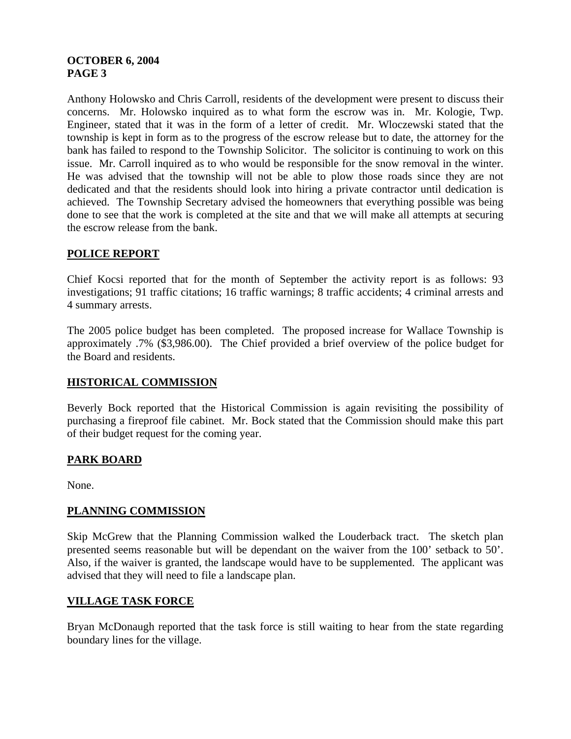Anthony Holowsko and Chris Carroll, residents of the development were present to discuss their concerns. Mr. Holowsko inquired as to what form the escrow was in. Mr. Kologie, Twp. Engineer, stated that it was in the form of a letter of credit. Mr. Wloczewski stated that the township is kept in form as to the progress of the escrow release but to date, the attorney for the bank has failed to respond to the Township Solicitor. The solicitor is continuing to work on this issue. Mr. Carroll inquired as to who would be responsible for the snow removal in the winter. He was advised that the township will not be able to plow those roads since they are not dedicated and that the residents should look into hiring a private contractor until dedication is achieved. The Township Secretary advised the homeowners that everything possible was being done to see that the work is completed at the site and that we will make all attempts at securing the escrow release from the bank.

## POLICE REPORT

Chief Kocsi reported that for the month of September the activity report is as follows: 93 investigations; 91 traffic citations; 16 traffic warnings; 8 traffic accidents; 4 criminal arrests and 4 summary arrests.

The 2005 police budget has been completed. The proposed increase for Wallace Township is approximately .7% ($3,986.00). The Chief provided a brief overview of the police budget for the Board and residents.

## HISTORICAL COMMISSION

Beverly Bock reported that the Historical Commission is again revisiting the possibility of purchasing a fireproof file cabinet. Mr. Bock stated that the Commission should make this part of their budget request for the coming year.

## PARK BOARD

None.

## PLANNING COMMISSION

Skip McGrew that the Planning Commission walked the Louderback tract. The sketch plan presented seems reasonable but will be dependant on the waiver from the 100' setback to 50'. Also, if the waiver is granted, the landscape would have to be supplemented. The applicant was advised that they will need to file a landscape plan.

## VILLAGE TASK FORCE

Bryan McDonaugh reported that the task force is still waiting to hear from the state regarding boundary lines for the village.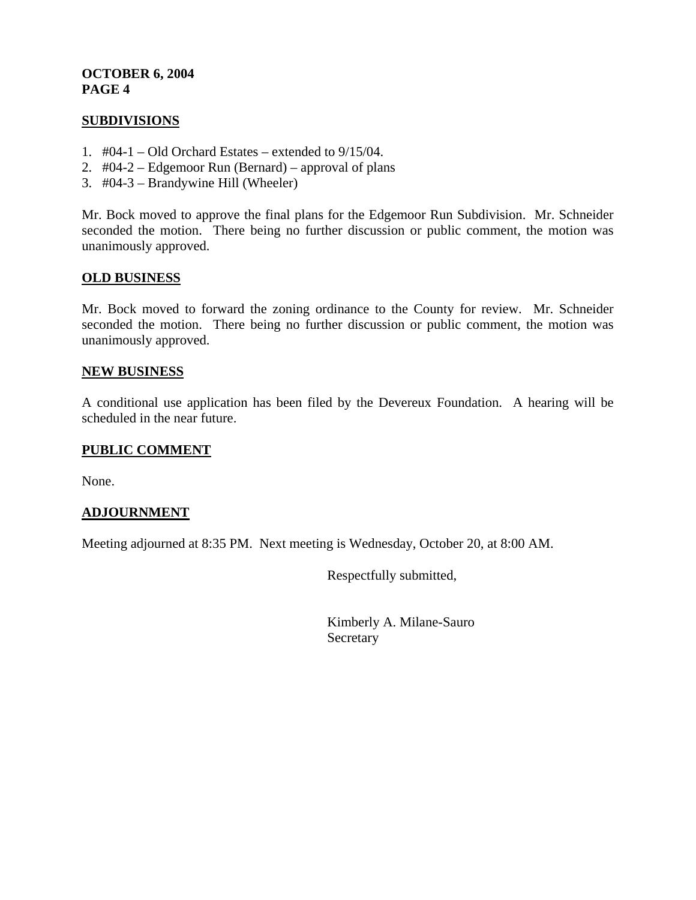## SUBDIVISIONS

1. #04-1 – Old Orchard Estates – extended to 9/15/04.
2. #04-2 – Edgemoor Run (Bernard) – approval of plans
3. #04-3 – Brandywine Hill (Wheeler)

Mr. Bock moved to approve the final plans for the Edgemoor Run Subdivision. Mr. Schneider seconded the motion. There being no further discussion or public comment, the motion was unanimously approved.

## OLD BUSINESS

Mr. Bock moved to forward the zoning ordinance to the County for review. Mr. Schneider seconded the motion. There being no further discussion or public comment, the motion was unanimously approved.

## NEW BUSINESS

A conditional use application has been filed by the Devereux Foundation. A hearing will be scheduled in the near future.

## PUBLIC COMMENT

None.

## ADJOURNMENT

Meeting adjourned at 8:35 PM. Next meeting is Wednesday, October 20, at 8:00 AM.

Respectfully submitted,

Kimberly A. Milane-Sauro
Secretary